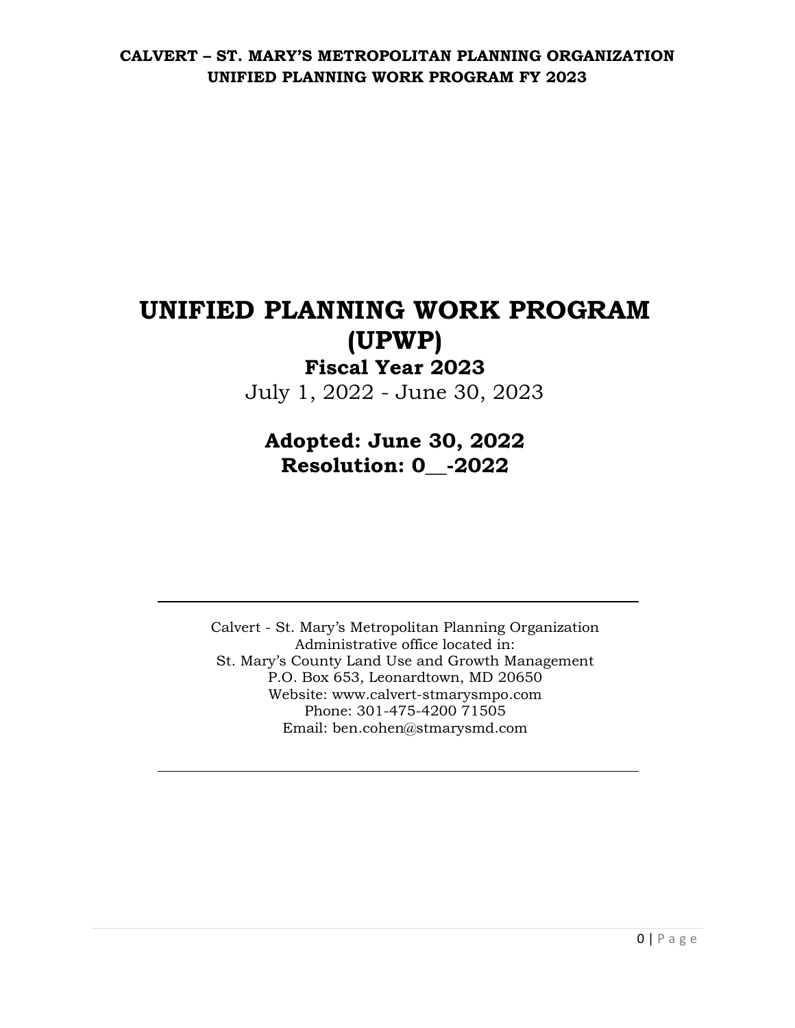# UNIFIED PLANNING WORK PROGRAM (UPWP)

## Fiscal Year 2023

July 1, 2022 - June 30, 2023

## Adopted: June 30, 2022
## Resolution: 0__-2022

---

Calvert - St. Mary's Metropolitan Planning Organization
Administrative office located in:
St. Mary's County Land Use and Growth Management
P.O. Box 653, Leonardtown, MD 20650
Website: www.calvert-stmarysmpo.com
Phone: 301-475-4200 71505
Email: ben.cohen@stmarysmd.com

---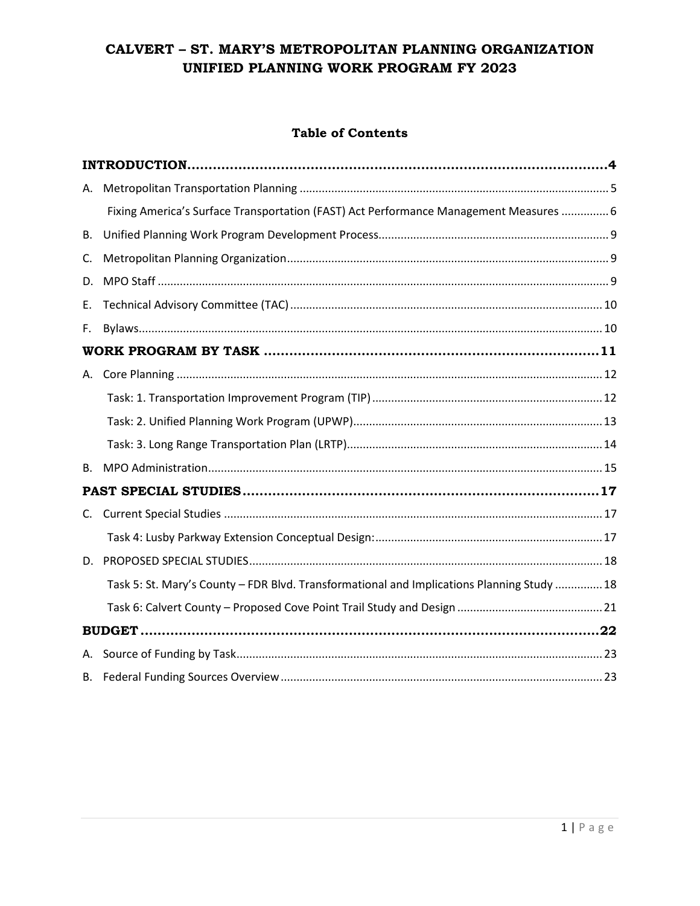# CALVERT – ST. MARY'S METROPOLITAN PLANNING ORGANIZATION UNIFIED PLANNING WORK PROGRAM FY 2023

## Table of Contents

**INTRODUCTION** ........ 4

A. Metropolitan Transportation Planning ........ 5

- Fixing America's Surface Transportation (FAST) Act Performance Management Measures ........ 6

B. Unified Planning Work Program Development Process ........ 9

C. Metropolitan Planning Organization ........ 9

D. MPO Staff ........ 9

E. Technical Advisory Committee (TAC) ........ 10

F. Bylaws ........ 10

**WORK PROGRAM BY TASK** ........ 11

A. Core Planning ........ 12

- Task: 1. Transportation Improvement Program (TIP) ........ 12
- Task: 2. Unified Planning Work Program (UPWP) ........ 13
- Task: 3. Long Range Transportation Plan (LRTP) ........ 14

B. MPO Administration ........ 15

**PAST SPECIAL STUDIES** ........ 17

C. Current Special Studies ........ 17

- Task 4: Lusby Parkway Extension Conceptual Design: ........ 17

D. PROPOSED SPECIAL STUDIES ........ 18

- Task 5: St. Mary's County – FDR Blvd. Transformational and Implications Planning Study ........ 18
- Task 6: Calvert County – Proposed Cove Point Trail Study and Design ........ 21

**BUDGET** ........ 22

A. Source of Funding by Task ........ 23

B. Federal Funding Sources Overview ........ 23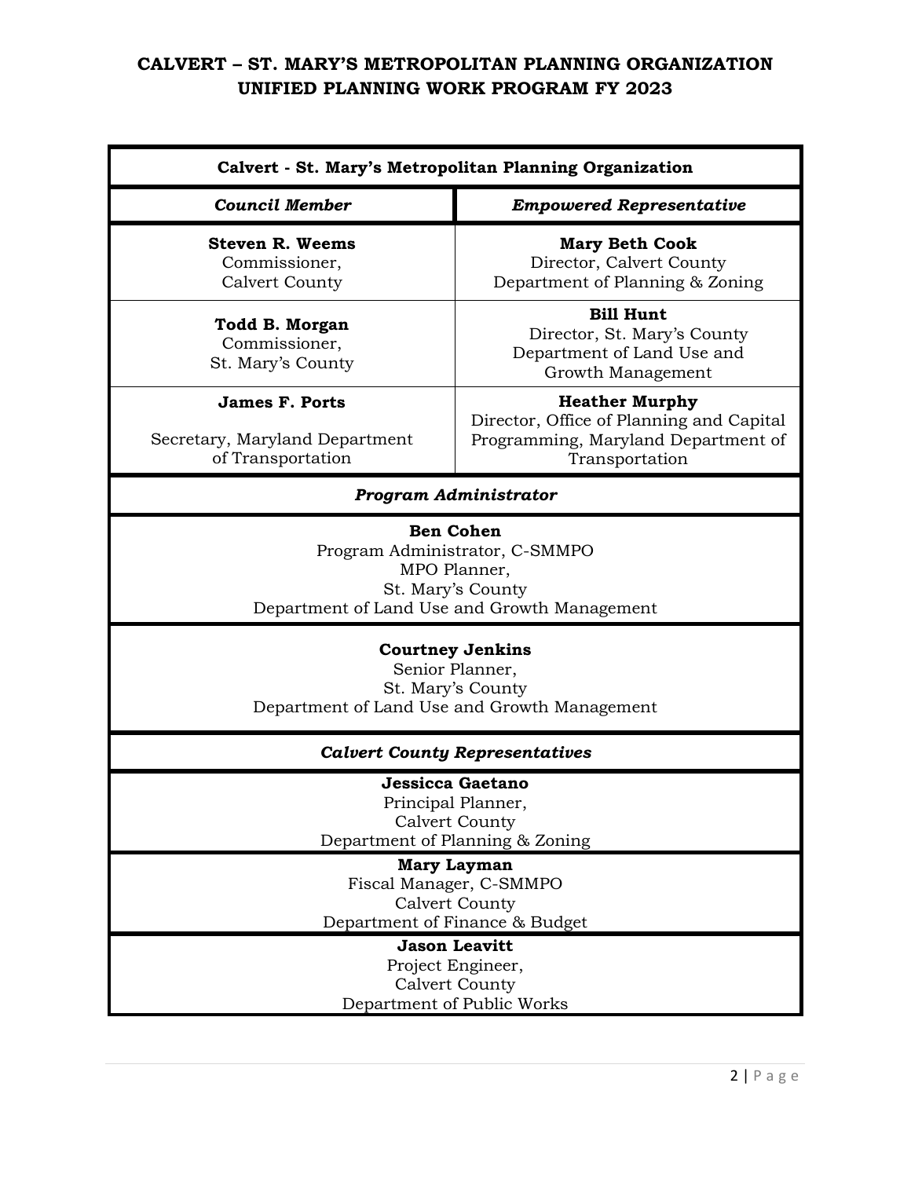# CALVERT – ST. MARY'S METROPOLITAN PLANNING ORGANIZATION
# UNIFIED PLANNING WORK PROGRAM FY 2023

| **Calvert - St. Mary's Metropolitan Planning Organization** | |
|---|---|
| ***Council Member*** | ***Empowered Representative*** |
| **Steven R. Weems**<br>Commissioner,<br>Calvert County | **Mary Beth Cook**<br>Director, Calvert County<br>Department of Planning & Zoning |
| **Todd B. Morgan**<br>Commissioner,<br>St. Mary's County | **Bill Hunt**<br>Director, St. Mary's County<br>Department of Land Use and<br>Growth Management |
| **James F. Ports**<br><br>Secretary, Maryland Department<br>of Transportation | **Heather Murphy**<br>Director, Office of Planning and Capital<br>Programming, Maryland Department of<br>Transportation |
| ***Program Administrator*** | |
| **Ben Cohen**<br>Program Administrator, C-SMMPO<br>MPO Planner,<br>St. Mary's County<br>Department of Land Use and Growth Management | |
| **Courtney Jenkins**<br>Senior Planner,<br>St. Mary's County<br>Department of Land Use and Growth Management | |
| ***Calvert County Representatives*** | |
| **Jessicca Gaetano**<br>Principal Planner,<br>Calvert County<br>Department of Planning & Zoning | |
| **Mary Layman**<br>Fiscal Manager, C-SMMPO<br>Calvert County<br>Department of Finance & Budget | |
| **Jason Leavitt**<br>Project Engineer,<br>Calvert County<br>Department of Public Works | |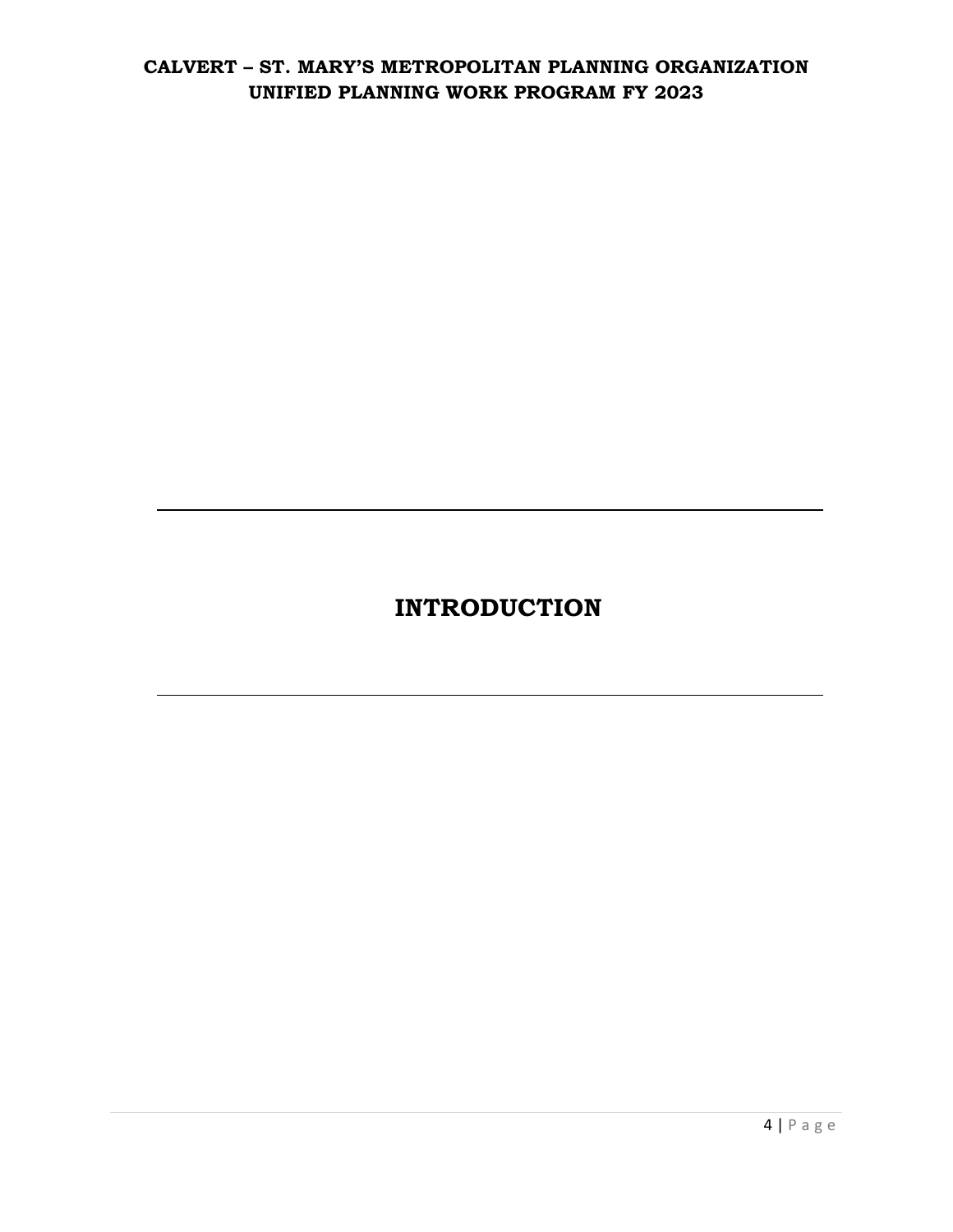# INTRODUCTION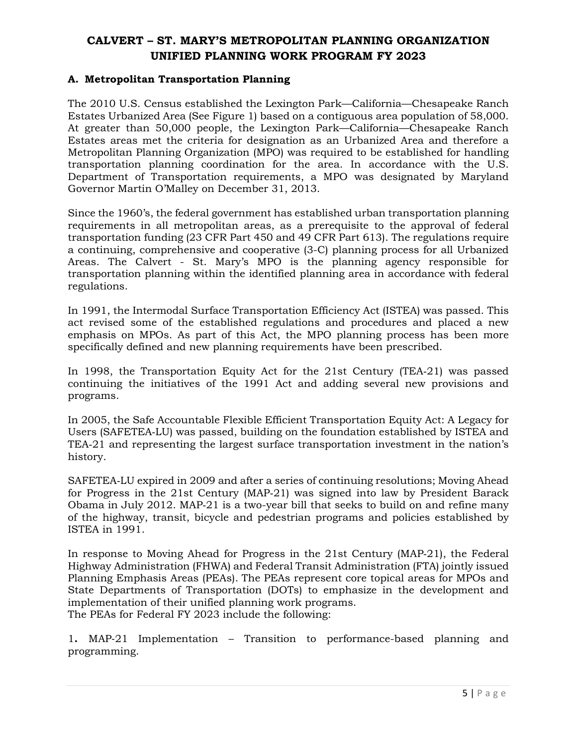# CALVERT – ST. MARY'S METROPOLITAN PLANNING ORGANIZATION UNIFIED PLANNING WORK PROGRAM FY 2023

## A. Metropolitan Transportation Planning

The 2010 U.S. Census established the Lexington Park—California—Chesapeake Ranch Estates Urbanized Area (See Figure 1) based on a contiguous area population of 58,000. At greater than 50,000 people, the Lexington Park—California—Chesapeake Ranch Estates areas met the criteria for designation as an Urbanized Area and therefore a Metropolitan Planning Organization (MPO) was required to be established for handling transportation planning coordination for the area. In accordance with the U.S. Department of Transportation requirements, a MPO was designated by Maryland Governor Martin O'Malley on December 31, 2013.

Since the 1960's, the federal government has established urban transportation planning requirements in all metropolitan areas, as a prerequisite to the approval of federal transportation funding (23 CFR Part 450 and 49 CFR Part 613). The regulations require a continuing, comprehensive and cooperative (3-C) planning process for all Urbanized Areas. The Calvert - St. Mary's MPO is the planning agency responsible for transportation planning within the identified planning area in accordance with federal regulations.

In 1991, the Intermodal Surface Transportation Efficiency Act (ISTEA) was passed. This act revised some of the established regulations and procedures and placed a new emphasis on MPOs. As part of this Act, the MPO planning process has been more specifically defined and new planning requirements have been prescribed.

In 1998, the Transportation Equity Act for the 21st Century (TEA-21) was passed continuing the initiatives of the 1991 Act and adding several new provisions and programs.

In 2005, the Safe Accountable Flexible Efficient Transportation Equity Act: A Legacy for Users (SAFETEA-LU) was passed, building on the foundation established by ISTEA and TEA-21 and representing the largest surface transportation investment in the nation's history.

SAFETEA-LU expired in 2009 and after a series of continuing resolutions; Moving Ahead for Progress in the 21st Century (MAP-21) was signed into law by President Barack Obama in July 2012. MAP-21 is a two-year bill that seeks to build on and refine many of the highway, transit, bicycle and pedestrian programs and policies established by ISTEA in 1991.

In response to Moving Ahead for Progress in the 21st Century (MAP-21), the Federal Highway Administration (FHWA) and Federal Transit Administration (FTA) jointly issued Planning Emphasis Areas (PEAs). The PEAs represent core topical areas for MPOs and State Departments of Transportation (DOTs) to emphasize in the development and implementation of their unified planning work programs.
The PEAs for Federal FY 2023 include the following:

1. MAP-21 Implementation – Transition to performance-based planning and programming.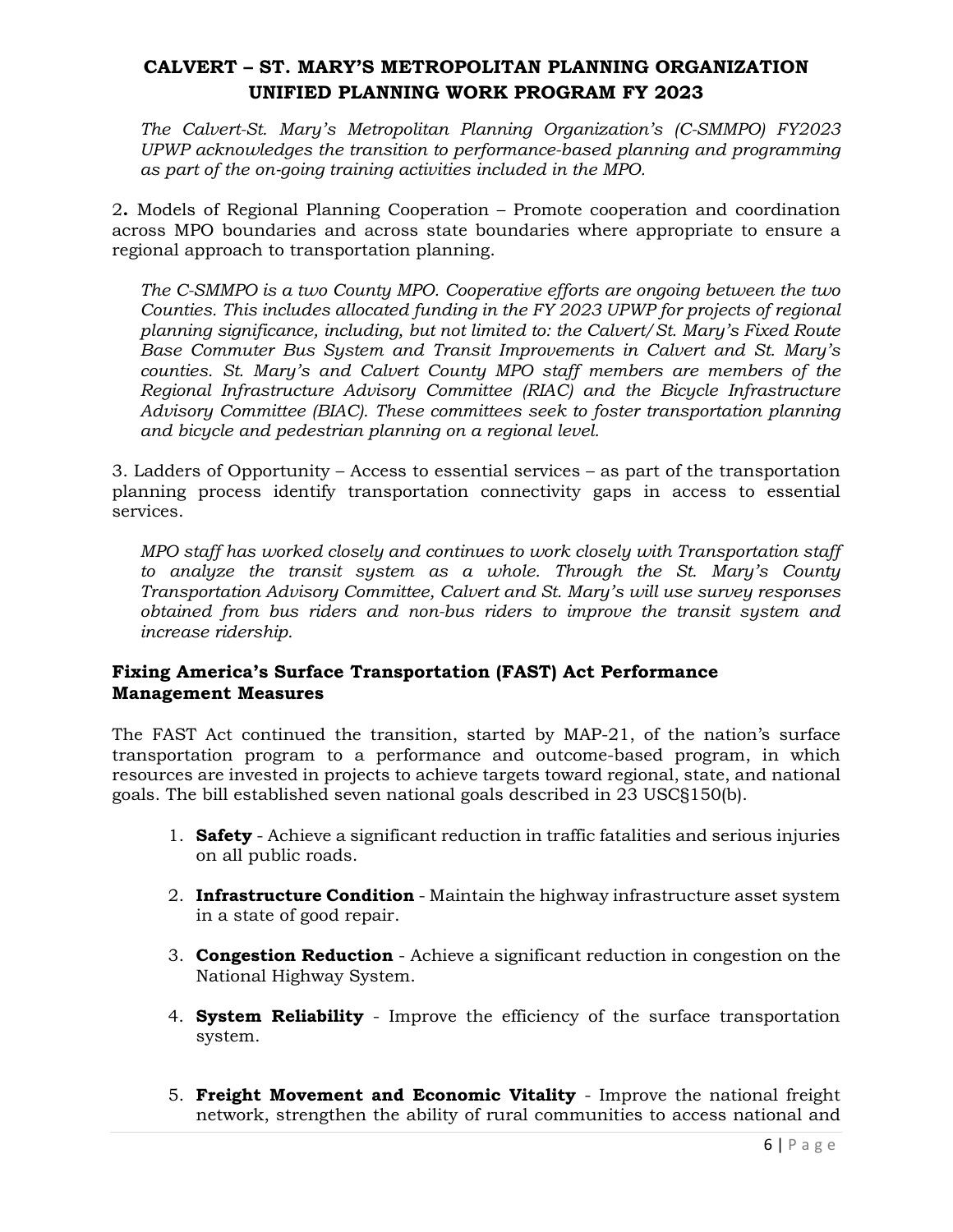*The Calvert-St. Mary's Metropolitan Planning Organization's (C-SMMPO) FY2023 UPWP acknowledges the transition to performance-based planning and programming as part of the on-going training activities included in the MPO.*

2. Models of Regional Planning Cooperation – Promote cooperation and coordination across MPO boundaries and across state boundaries where appropriate to ensure a regional approach to transportation planning.

*The C-SMMPO is a two County MPO. Cooperative efforts are ongoing between the two Counties. This includes allocated funding in the FY 2023 UPWP for projects of regional planning significance, including, but not limited to: the Calvert/St. Mary's Fixed Route Base Commuter Bus System and Transit Improvements in Calvert and St. Mary's counties. St. Mary's and Calvert County MPO staff members are members of the Regional Infrastructure Advisory Committee (RIAC) and the Bicycle Infrastructure Advisory Committee (BIAC). These committees seek to foster transportation planning and bicycle and pedestrian planning on a regional level.*

3. Ladders of Opportunity – Access to essential services – as part of the transportation planning process identify transportation connectivity gaps in access to essential services.

*MPO staff has worked closely and continues to work closely with Transportation staff to analyze the transit system as a whole. Through the St. Mary's County Transportation Advisory Committee, Calvert and St. Mary's will use survey responses obtained from bus riders and non-bus riders to improve the transit system and increase ridership.*

### Fixing America's Surface Transportation (FAST) Act Performance Management Measures

The FAST Act continued the transition, started by MAP-21, of the nation's surface transportation program to a performance and outcome-based program, in which resources are invested in projects to achieve targets toward regional, state, and national goals. The bill established seven national goals described in 23 USC§150(b).

1. **Safety** - Achieve a significant reduction in traffic fatalities and serious injuries on all public roads.
2. **Infrastructure Condition** - Maintain the highway infrastructure asset system in a state of good repair.
3. **Congestion Reduction** - Achieve a significant reduction in congestion on the National Highway System.
4. **System Reliability** - Improve the efficiency of the surface transportation system.
5. **Freight Movement and Economic Vitality** - Improve the national freight network, strengthen the ability of rural communities to access national and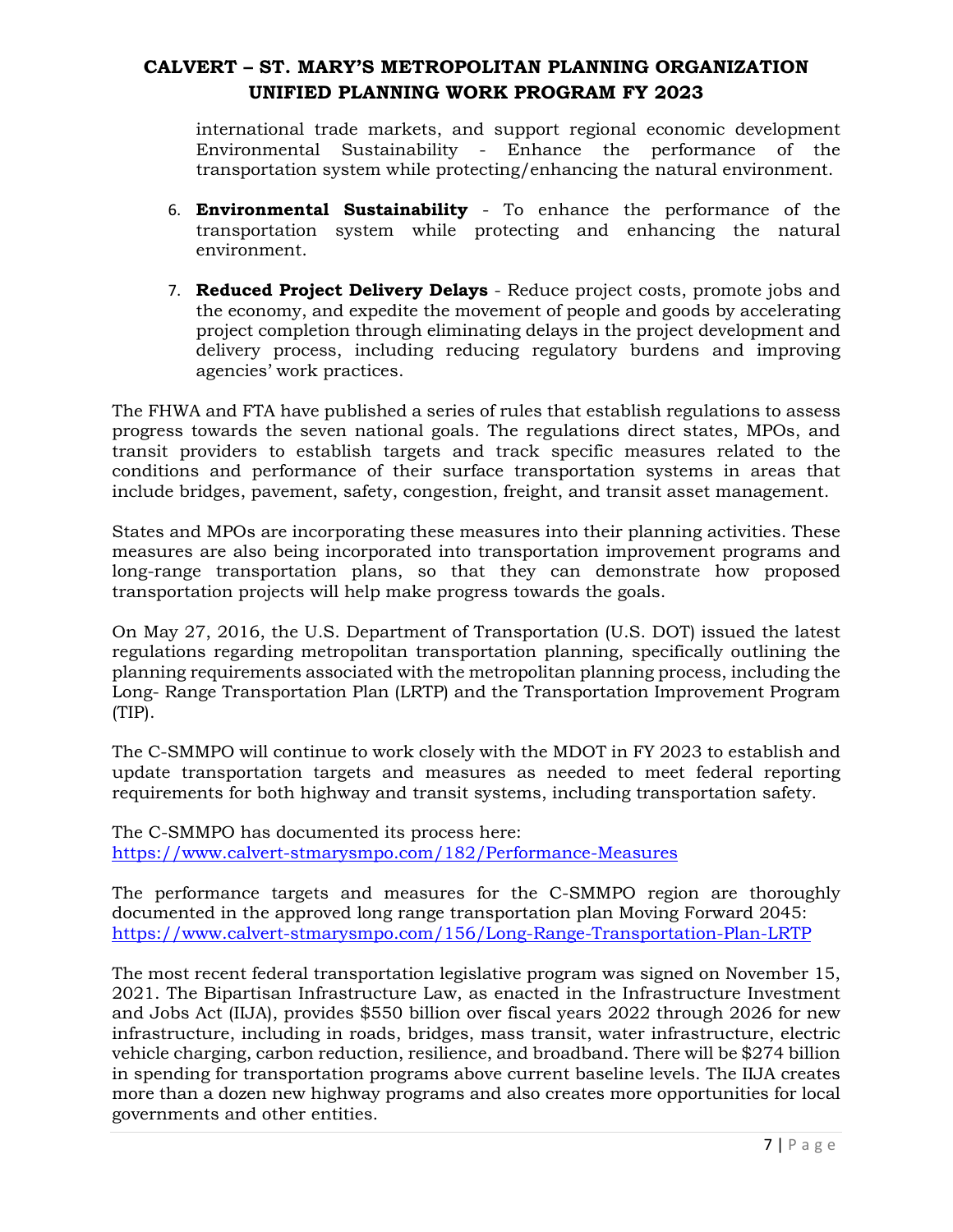international trade markets, and support regional economic development Environmental Sustainability - Enhance the performance of the transportation system while protecting/enhancing the natural environment.

6. **Environmental Sustainability** - To enhance the performance of the transportation system while protecting and enhancing the natural environment.

7. **Reduced Project Delivery Delays** - Reduce project costs, promote jobs and the economy, and expedite the movement of people and goods by accelerating project completion through eliminating delays in the project development and delivery process, including reducing regulatory burdens and improving agencies' work practices.

The FHWA and FTA have published a series of rules that establish regulations to assess progress towards the seven national goals. The regulations direct states, MPOs, and transit providers to establish targets and track specific measures related to the conditions and performance of their surface transportation systems in areas that include bridges, pavement, safety, congestion, freight, and transit asset management.

States and MPOs are incorporating these measures into their planning activities. These measures are also being incorporated into transportation improvement programs and long-range transportation plans, so that they can demonstrate how proposed transportation projects will help make progress towards the goals.

On May 27, 2016, the U.S. Department of Transportation (U.S. DOT) issued the latest regulations regarding metropolitan transportation planning, specifically outlining the planning requirements associated with the metropolitan planning process, including the Long- Range Transportation Plan (LRTP) and the Transportation Improvement Program (TIP).

The C-SMMPO will continue to work closely with the MDOT in FY 2023 to establish and update transportation targets and measures as needed to meet federal reporting requirements for both highway and transit systems, including transportation safety.

The C-SMMPO has documented its process here:
https://www.calvert-stmarysmpo.com/182/Performance-Measures

The performance targets and measures for the C-SMMPO region are thoroughly documented in the approved long range transportation plan Moving Forward 2045:
https://www.calvert-stmarysmpo.com/156/Long-Range-Transportation-Plan-LRTP

The most recent federal transportation legislative program was signed on November 15, 2021. The Bipartisan Infrastructure Law, as enacted in the Infrastructure Investment and Jobs Act (IIJA), provides $550 billion over fiscal years 2022 through 2026 for new infrastructure, including in roads, bridges, mass transit, water infrastructure, electric vehicle charging, carbon reduction, resilience, and broadband. There will be $274 billion in spending for transportation programs above current baseline levels. The IIJA creates more than a dozen new highway programs and also creates more opportunities for local governments and other entities.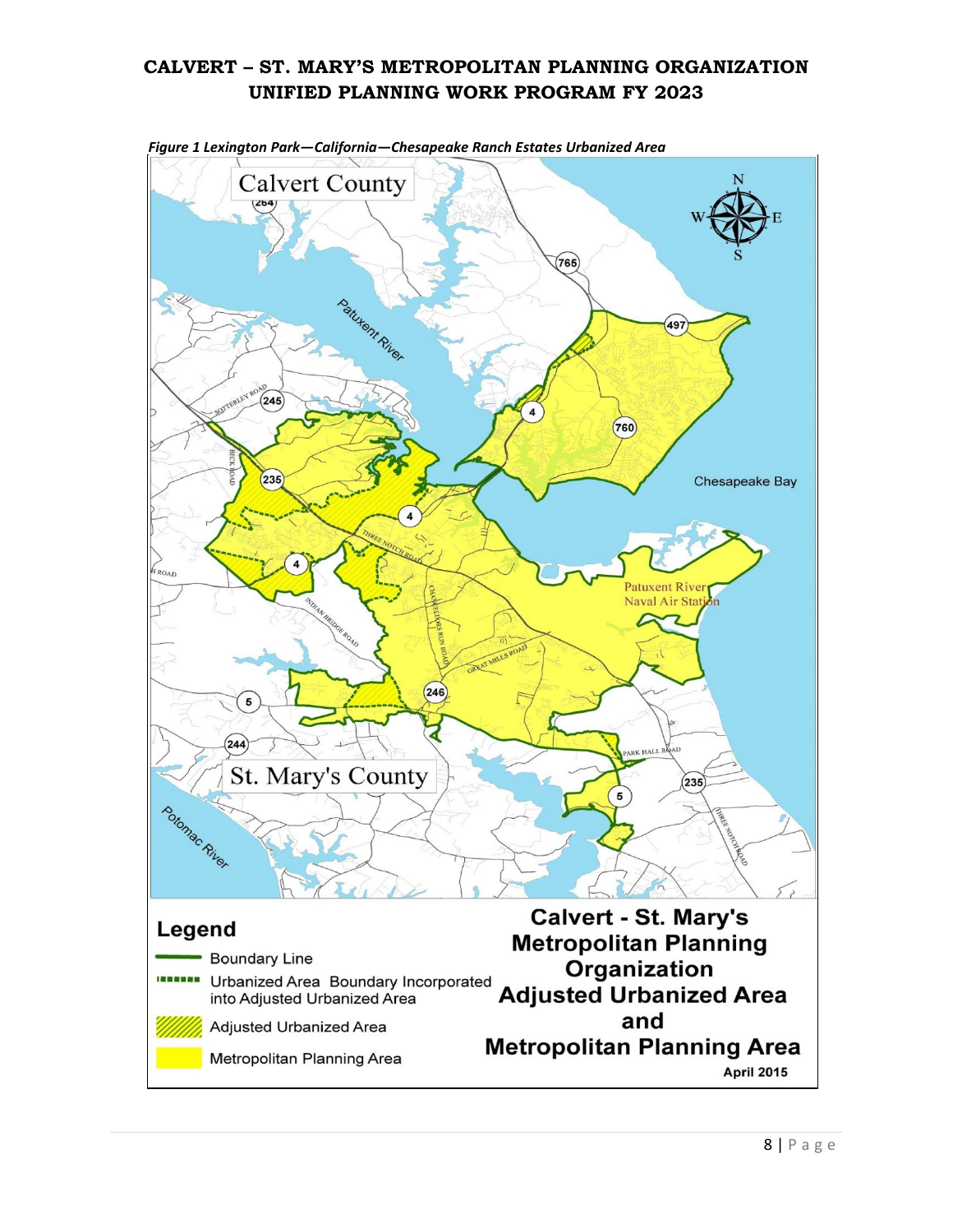*Figure 1 Lexington Park—California—Chesapeake Ranch Estates Urbanized Area*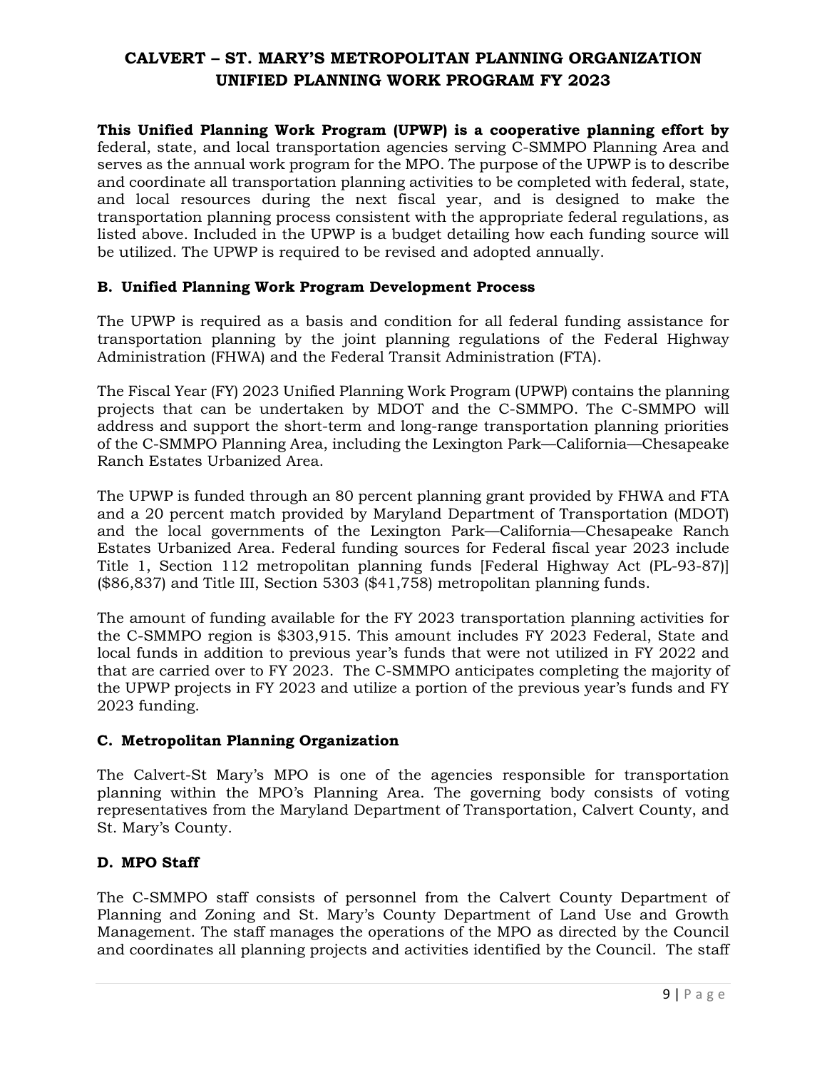## CALVERT – ST. MARY'S METROPOLITAN PLANNING ORGANIZATION UNIFIED PLANNING WORK PROGRAM FY 2023

**This Unified Planning Work Program (UPWP) is a cooperative planning effort by** federal, state, and local transportation agencies serving C-SMMPO Planning Area and serves as the annual work program for the MPO. The purpose of the UPWP is to describe and coordinate all transportation planning activities to be completed with federal, state, and local resources during the next fiscal year, and is designed to make the transportation planning process consistent with the appropriate federal regulations, as listed above. Included in the UPWP is a budget detailing how each funding source will be utilized. The UPWP is required to be revised and adopted annually.

### B. Unified Planning Work Program Development Process

The UPWP is required as a basis and condition for all federal funding assistance for transportation planning by the joint planning regulations of the Federal Highway Administration (FHWA) and the Federal Transit Administration (FTA).

The Fiscal Year (FY) 2023 Unified Planning Work Program (UPWP) contains the planning projects that can be undertaken by MDOT and the C-SMMPO. The C-SMMPO will address and support the short-term and long-range transportation planning priorities of the C-SMMPO Planning Area, including the Lexington Park—California—Chesapeake Ranch Estates Urbanized Area.

The UPWP is funded through an 80 percent planning grant provided by FHWA and FTA and a 20 percent match provided by Maryland Department of Transportation (MDOT) and the local governments of the Lexington Park—California—Chesapeake Ranch Estates Urbanized Area. Federal funding sources for Federal fiscal year 2023 include Title 1, Section 112 metropolitan planning funds [Federal Highway Act (PL-93-87)] ($86,837) and Title III, Section 5303 ($41,758) metropolitan planning funds.

The amount of funding available for the FY 2023 transportation planning activities for the C-SMMPO region is $303,915. This amount includes FY 2023 Federal, State and local funds in addition to previous year's funds that were not utilized in FY 2022 and that are carried over to FY 2023. The C-SMMPO anticipates completing the majority of the UPWP projects in FY 2023 and utilize a portion of the previous year's funds and FY 2023 funding.

### C. Metropolitan Planning Organization

The Calvert-St Mary's MPO is one of the agencies responsible for transportation planning within the MPO's Planning Area. The governing body consists of voting representatives from the Maryland Department of Transportation, Calvert County, and St. Mary's County.

### D. MPO Staff

The C-SMMPO staff consists of personnel from the Calvert County Department of Planning and Zoning and St. Mary's County Department of Land Use and Growth Management. The staff manages the operations of the MPO as directed by the Council and coordinates all planning projects and activities identified by the Council. The staff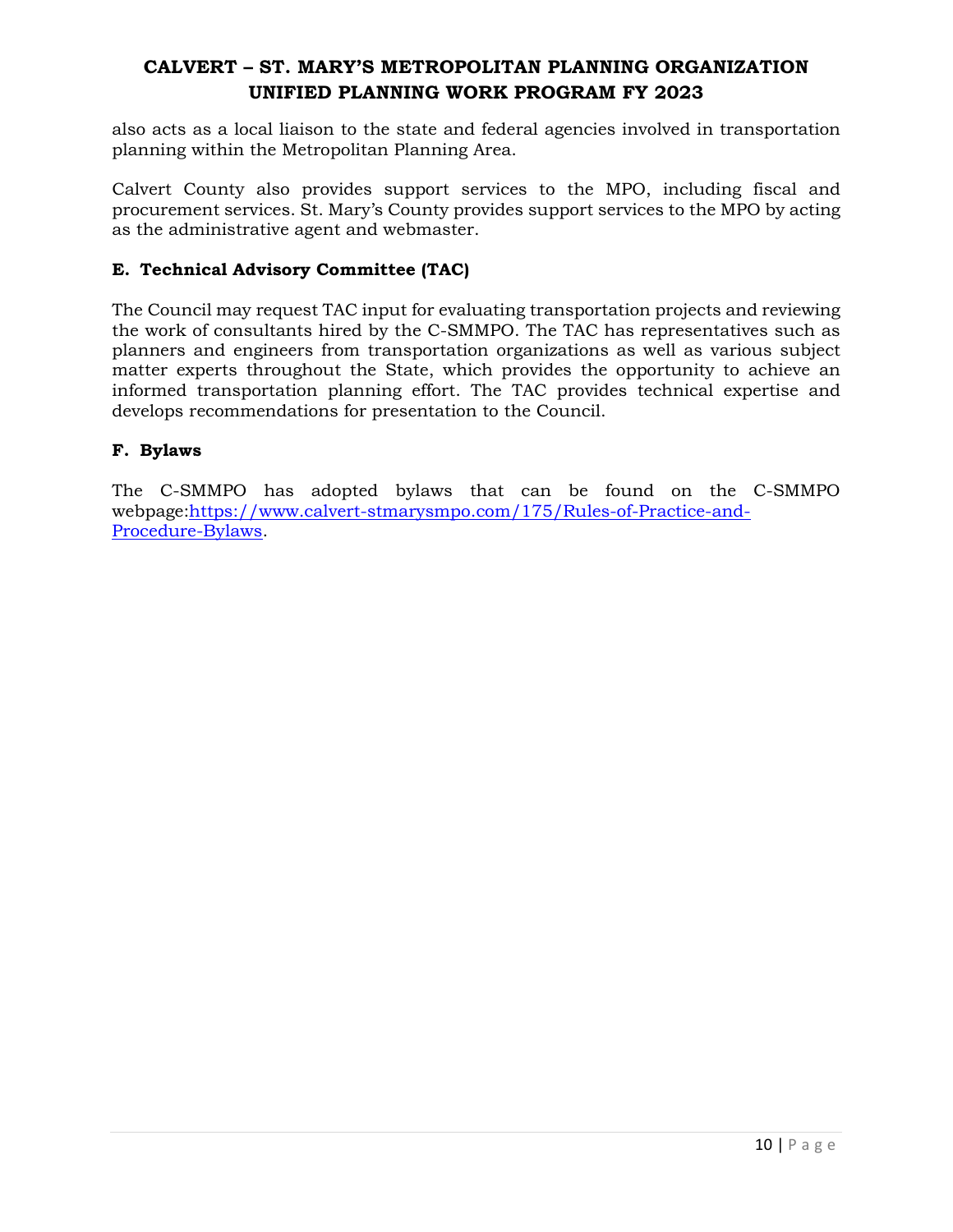also acts as a local liaison to the state and federal agencies involved in transportation planning within the Metropolitan Planning Area.

Calvert County also provides support services to the MPO, including fiscal and procurement services. St. Mary's County provides support services to the MPO by acting as the administrative agent and webmaster.

### E. Technical Advisory Committee (TAC)

The Council may request TAC input for evaluating transportation projects and reviewing the work of consultants hired by the C-SMMPO. The TAC has representatives such as planners and engineers from transportation organizations as well as various subject matter experts throughout the State, which provides the opportunity to achieve an informed transportation planning effort. The TAC provides technical expertise and develops recommendations for presentation to the Council.

### F. Bylaws

The C-SMMPO has adopted bylaws that can be found on the C-SMMPO webpage:[https://www.calvert-stmarysmpo.com/175/Rules-of-Practice-and-Procedure-Bylaws](https://www.calvert-stmarysmpo.com/175/Rules-of-Practice-and-Procedure-Bylaws).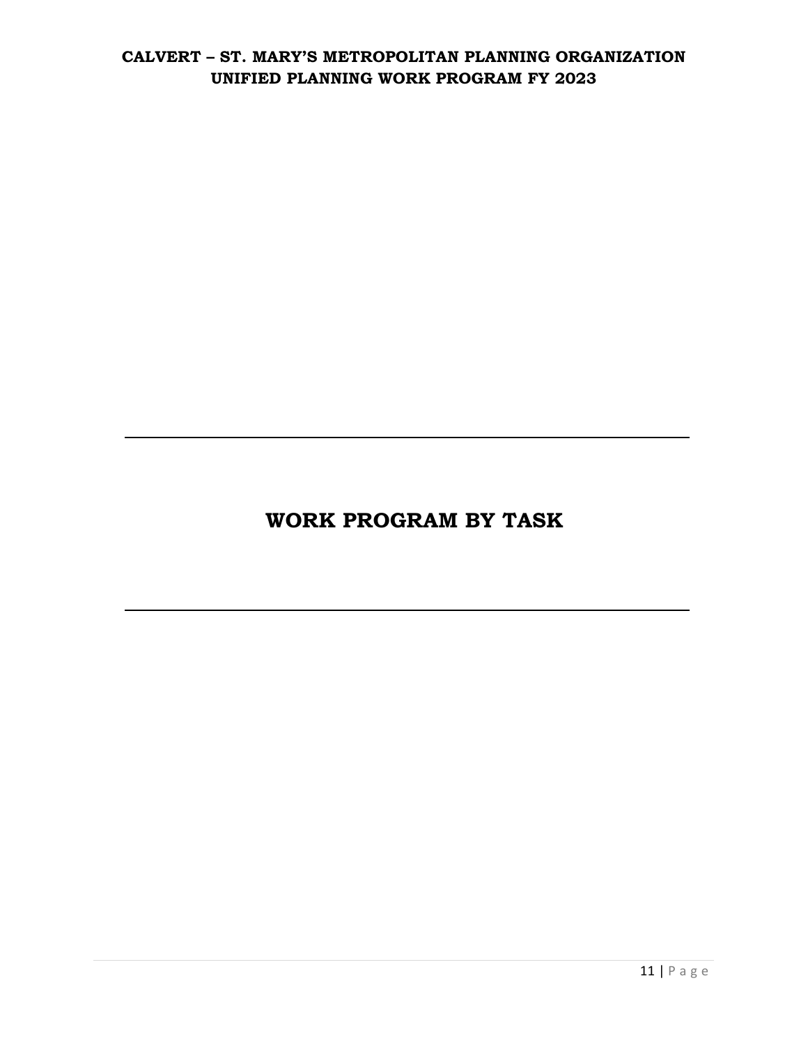# WORK PROGRAM BY TASK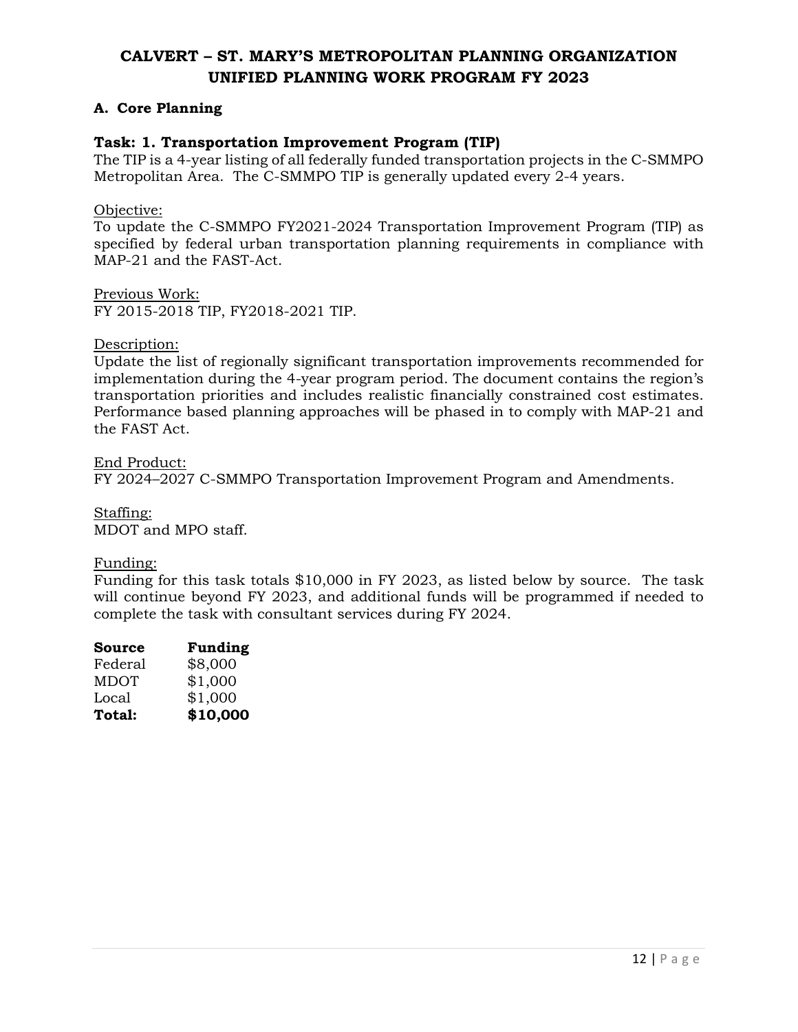# CALVERT – ST. MARY'S METROPOLITAN PLANNING ORGANIZATION
# UNIFIED PLANNING WORK PROGRAM FY 2023

## A. Core Planning

### Task: 1. Transportation Improvement Program (TIP)

The TIP is a 4-year listing of all federally funded transportation projects in the C-SMMPO Metropolitan Area. The C-SMMPO TIP is generally updated every 2-4 years.

Objective:
To update the C-SMMPO FY2021-2024 Transportation Improvement Program (TIP) as specified by federal urban transportation planning requirements in compliance with MAP-21 and the FAST-Act.

Previous Work:
FY 2015-2018 TIP, FY2018-2021 TIP.

Description:
Update the list of regionally significant transportation improvements recommended for implementation during the 4-year program period. The document contains the region's transportation priorities and includes realistic financially constrained cost estimates. Performance based planning approaches will be phased in to comply with MAP-21 and the FAST Act.

End Product:
FY 2024–2027 C-SMMPO Transportation Improvement Program and Amendments.

Staffing:
MDOT and MPO staff.

Funding:
Funding for this task totals $10,000 in FY 2023, as listed below by source. The task will continue beyond FY 2023, and additional funds will be programmed if needed to complete the task with consultant services during FY 2024.

| **Source** | **Funding** |
|---|---|
| Federal | $8,000 |
| MDOT | $1,000 |
| Local | $1,000 |
| **Total:** | **$10,000** |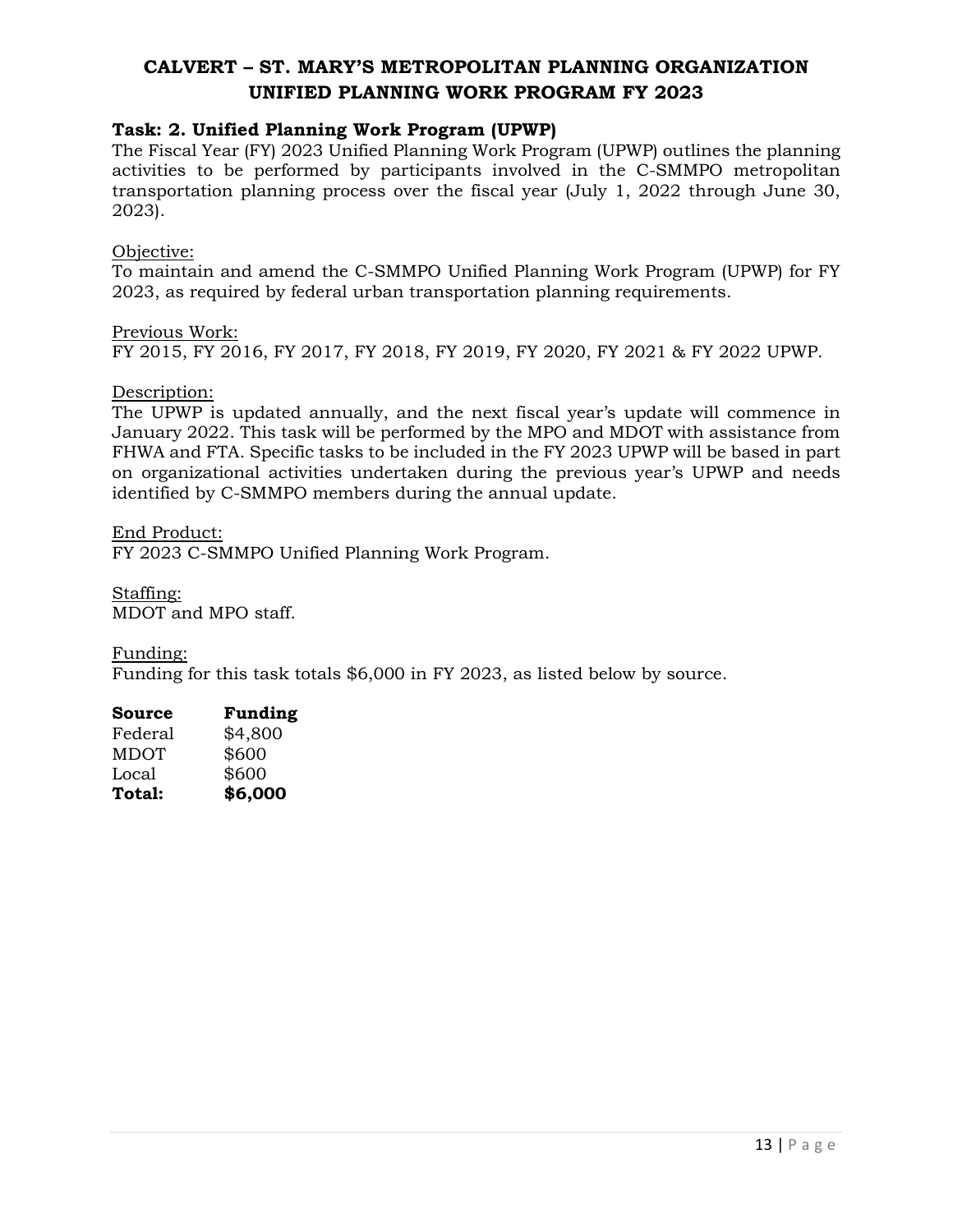# CALVERT – ST. MARY'S METROPOLITAN PLANNING ORGANIZATION UNIFIED PLANNING WORK PROGRAM FY 2023

## Task: 2. Unified Planning Work Program (UPWP)

The Fiscal Year (FY) 2023 Unified Planning Work Program (UPWP) outlines the planning activities to be performed by participants involved in the C-SMMPO metropolitan transportation planning process over the fiscal year (July 1, 2022 through June 30, 2023).

Objective:
To maintain and amend the C-SMMPO Unified Planning Work Program (UPWP) for FY 2023, as required by federal urban transportation planning requirements.

Previous Work:
FY 2015, FY 2016, FY 2017, FY 2018, FY 2019, FY 2020, FY 2021 & FY 2022 UPWP.

Description:
The UPWP is updated annually, and the next fiscal year's update will commence in January 2022. This task will be performed by the MPO and MDOT with assistance from FHWA and FTA. Specific tasks to be included in the FY 2023 UPWP will be based in part on organizational activities undertaken during the previous year's UPWP and needs identified by C-SMMPO members during the annual update.

End Product:
FY 2023 C-SMMPO Unified Planning Work Program.

Staffing:
MDOT and MPO staff.

Funding:
Funding for this task totals $6,000 in FY 2023, as listed below by source.

| Source | Funding |
|---|---|
| Federal | $4,800 |
| MDOT | $600 |
| Local | $600 |
| **Total:** | **$6,000** |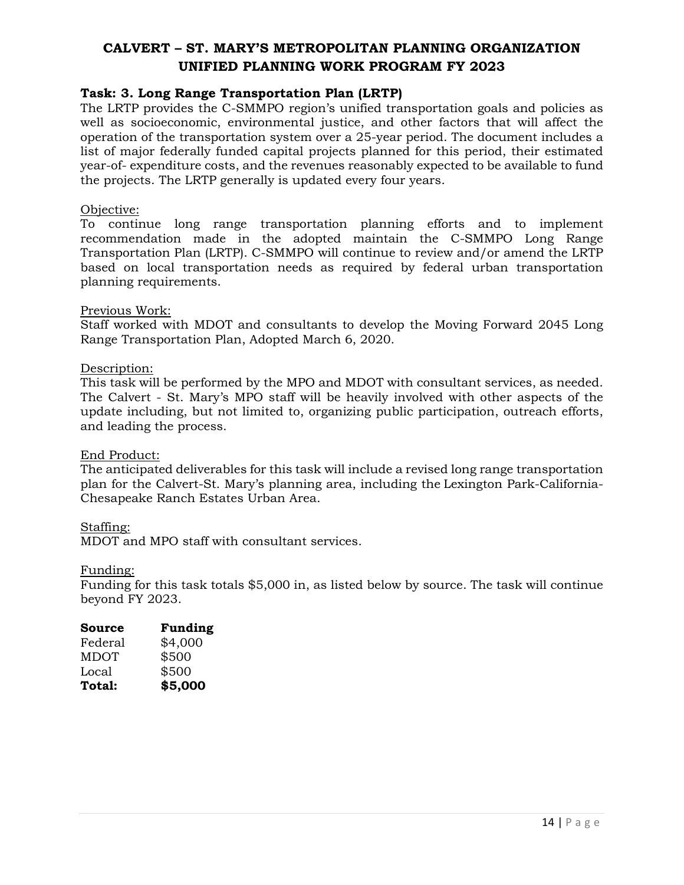# CALVERT – ST. MARY'S METROPOLITAN PLANNING ORGANIZATION UNIFIED PLANNING WORK PROGRAM FY 2023

## Task: 3. Long Range Transportation Plan (LRTP)

The LRTP provides the C-SMMPO region's unified transportation goals and policies as well as socioeconomic, environmental justice, and other factors that will affect the operation of the transportation system over a 25-year period. The document includes a list of major federally funded capital projects planned for this period, their estimated year-of- expenditure costs, and the revenues reasonably expected to be available to fund the projects. The LRTP generally is updated every four years.

Objective:

To continue long range transportation planning efforts and to implement recommendation made in the adopted maintain the C-SMMPO Long Range Transportation Plan (LRTP). C-SMMPO will continue to review and/or amend the LRTP based on local transportation needs as required by federal urban transportation planning requirements.

Previous Work:

Staff worked with MDOT and consultants to develop the Moving Forward 2045 Long Range Transportation Plan, Adopted March 6, 2020.

Description:

This task will be performed by the MPO and MDOT with consultant services, as needed. The Calvert - St. Mary's MPO staff will be heavily involved with other aspects of the update including, but not limited to, organizing public participation, outreach efforts, and leading the process.

End Product:

The anticipated deliverables for this task will include a revised long range transportation plan for the Calvert-St. Mary's planning area, including the Lexington Park-California-Chesapeake Ranch Estates Urban Area.

Staffing:

MDOT and MPO staff with consultant services.

Funding:

Funding for this task totals $5,000 in, as listed below by source. The task will continue beyond FY 2023.

| Source | Funding |
|---|---|
| Federal | $4,000 |
| MDOT | $500 |
| Local | $500 |
| **Total:** | **$5,000** |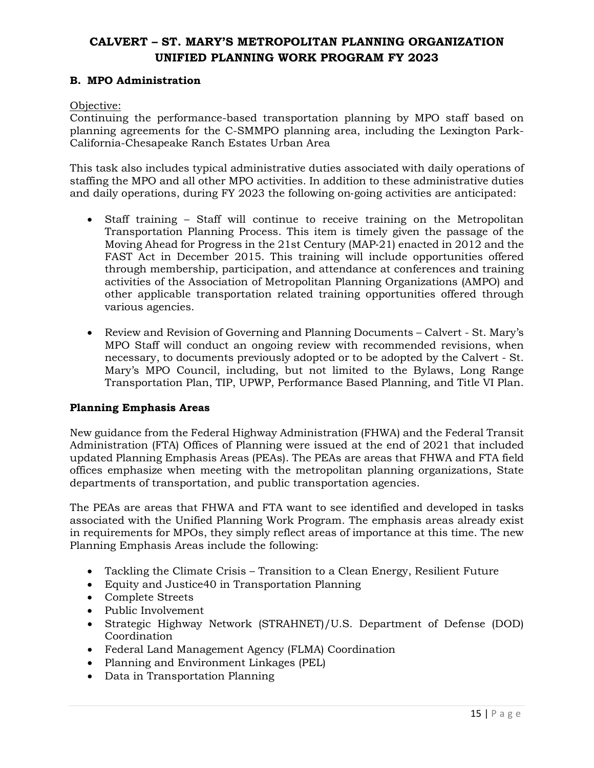# CALVERT – ST. MARY'S METROPOLITAN PLANNING ORGANIZATION UNIFIED PLANNING WORK PROGRAM FY 2023

## B. MPO Administration

Objective:
Continuing the performance-based transportation planning by MPO staff based on planning agreements for the C-SMMPO planning area, including the Lexington Park-California-Chesapeake Ranch Estates Urban Area

This task also includes typical administrative duties associated with daily operations of staffing the MPO and all other MPO activities. In addition to these administrative duties and daily operations, during FY 2023 the following on-going activities are anticipated:

- Staff training – Staff will continue to receive training on the Metropolitan Transportation Planning Process. This item is timely given the passage of the Moving Ahead for Progress in the 21st Century (MAP-21) enacted in 2012 and the FAST Act in December 2015. This training will include opportunities offered through membership, participation, and attendance at conferences and training activities of the Association of Metropolitan Planning Organizations (AMPO) and other applicable transportation related training opportunities offered through various agencies.
- Review and Revision of Governing and Planning Documents – Calvert - St. Mary's MPO Staff will conduct an ongoing review with recommended revisions, when necessary, to documents previously adopted or to be adopted by the Calvert - St. Mary's MPO Council, including, but not limited to the Bylaws, Long Range Transportation Plan, TIP, UPWP, Performance Based Planning, and Title VI Plan.

### Planning Emphasis Areas

New guidance from the Federal Highway Administration (FHWA) and the Federal Transit Administration (FTA) Offices of Planning were issued at the end of 2021 that included updated Planning Emphasis Areas (PEAs). The PEAs are areas that FHWA and FTA field offices emphasize when meeting with the metropolitan planning organizations, State departments of transportation, and public transportation agencies.

The PEAs are areas that FHWA and FTA want to see identified and developed in tasks associated with the Unified Planning Work Program. The emphasis areas already exist in requirements for MPOs, they simply reflect areas of importance at this time. The new Planning Emphasis Areas include the following:

- Tackling the Climate Crisis – Transition to a Clean Energy, Resilient Future
- Equity and Justice40 in Transportation Planning
- Complete Streets
- Public Involvement
- Strategic Highway Network (STRAHNET)/U.S. Department of Defense (DOD) Coordination
- Federal Land Management Agency (FLMA) Coordination
- Planning and Environment Linkages (PEL)
- Data in Transportation Planning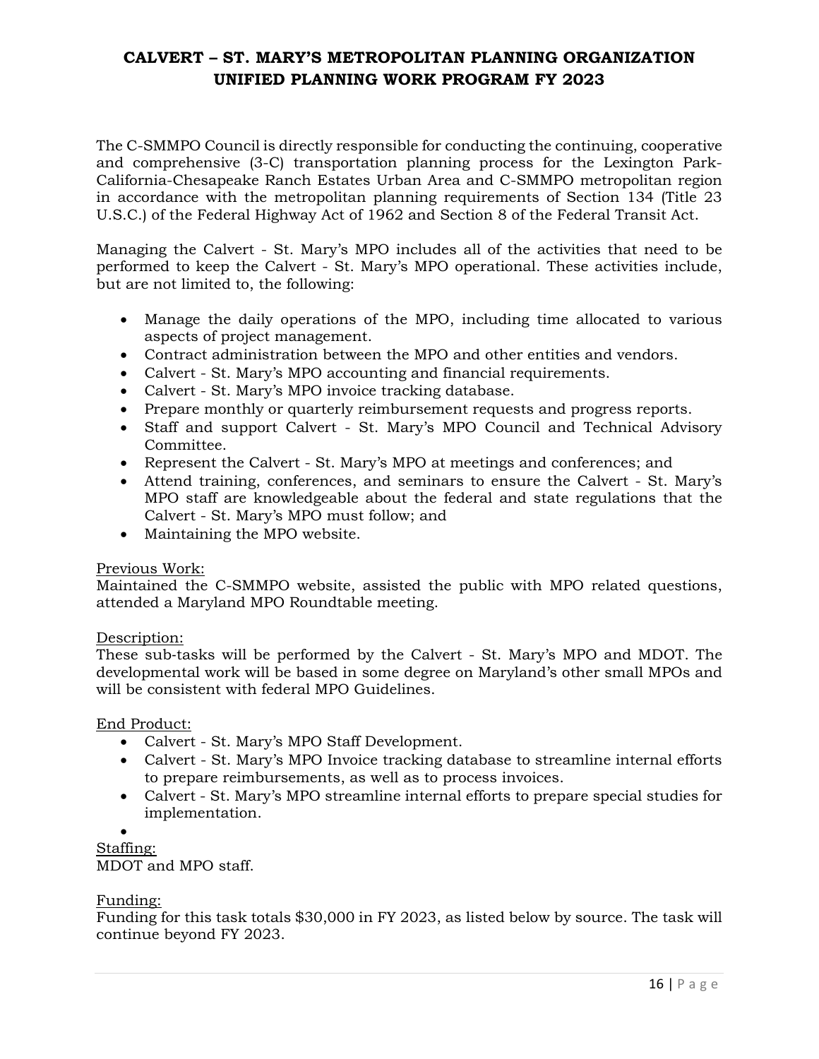# CALVERT – ST. MARY'S METROPOLITAN PLANNING ORGANIZATION
# UNIFIED PLANNING WORK PROGRAM FY 2023

The C-SMMPO Council is directly responsible for conducting the continuing, cooperative and comprehensive (3-C) transportation planning process for the Lexington Park-California-Chesapeake Ranch Estates Urban Area and C-SMMPO metropolitan region in accordance with the metropolitan planning requirements of Section 134 (Title 23 U.S.C.) of the Federal Highway Act of 1962 and Section 8 of the Federal Transit Act.

Managing the Calvert - St. Mary's MPO includes all of the activities that need to be performed to keep the Calvert - St. Mary's MPO operational. These activities include, but are not limited to, the following:

- Manage the daily operations of the MPO, including time allocated to various aspects of project management.
- Contract administration between the MPO and other entities and vendors.
- Calvert - St. Mary's MPO accounting and financial requirements.
- Calvert - St. Mary's MPO invoice tracking database.
- Prepare monthly or quarterly reimbursement requests and progress reports.
- Staff and support Calvert - St. Mary's MPO Council and Technical Advisory Committee.
- Represent the Calvert - St. Mary's MPO at meetings and conferences; and
- Attend training, conferences, and seminars to ensure the Calvert - St. Mary's MPO staff are knowledgeable about the federal and state regulations that the Calvert - St. Mary's MPO must follow; and
- Maintaining the MPO website.

<u>Previous Work:</u>
Maintained the C-SMMPO website, assisted the public with MPO related questions, attended a Maryland MPO Roundtable meeting.

<u>Description:</u>
These sub-tasks will be performed by the Calvert - St. Mary's MPO and MDOT. The developmental work will be based in some degree on Maryland's other small MPOs and will be consistent with federal MPO Guidelines.

<u>End Product:</u>
- Calvert - St. Mary's MPO Staff Development.
- Calvert - St. Mary's MPO Invoice tracking database to streamline internal efforts to prepare reimbursements, as well as to process invoices.
- Calvert - St. Mary's MPO streamline internal efforts to prepare special studies for implementation.

<u>Staffing:</u>
MDOT and MPO staff.

<u>Funding:</u>
Funding for this task totals $30,000 in FY 2023, as listed below by source. The task will continue beyond FY 2023.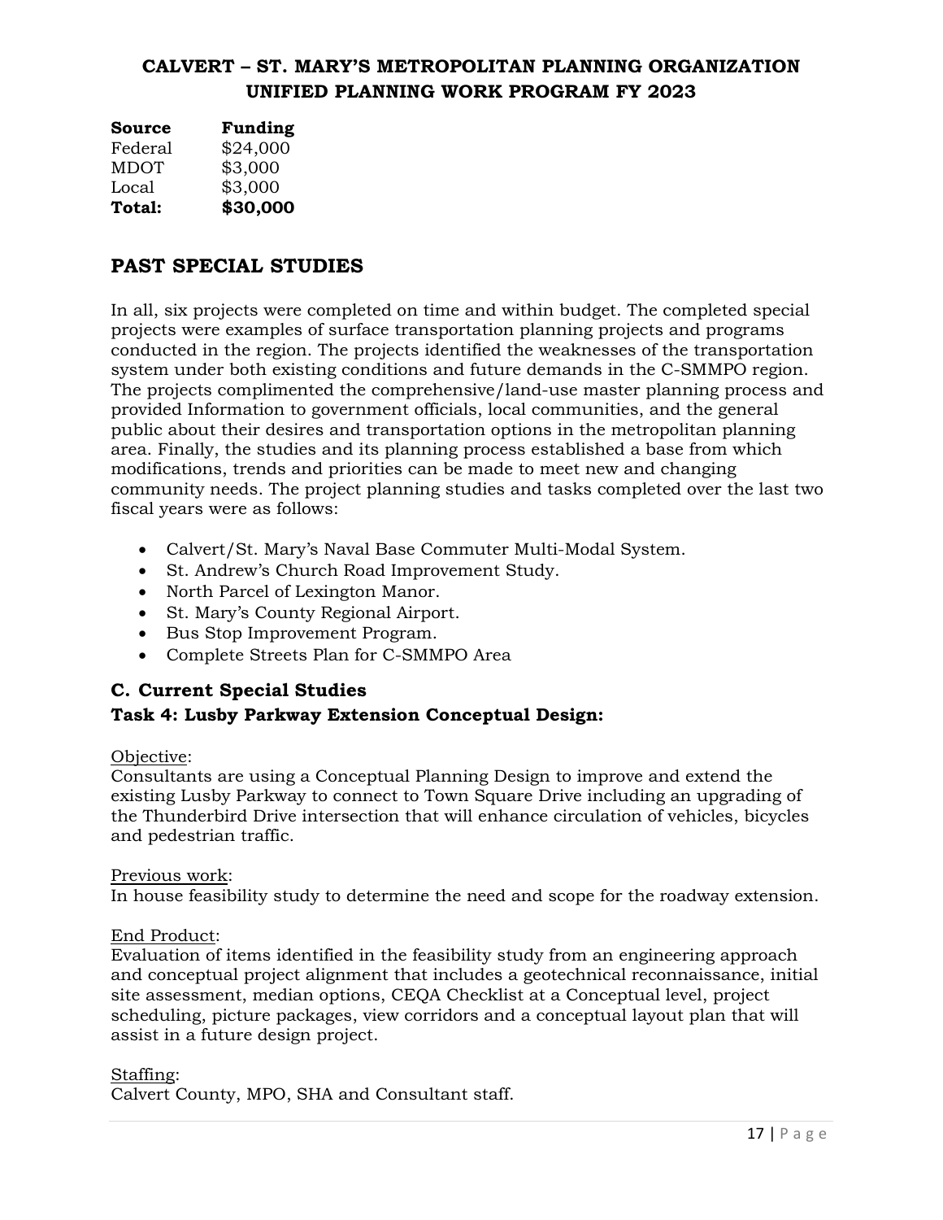| Source | Funding |
| --- | --- |
| Federal | $24,000 |
| MDOT | $3,000 |
| Local | $3,000 |
| **Total:** | **$30,000** |

## PAST SPECIAL STUDIES

In all, six projects were completed on time and within budget. The completed special projects were examples of surface transportation planning projects and programs conducted in the region. The projects identified the weaknesses of the transportation system under both existing conditions and future demands in the C-SMMPO region. The projects complimented the comprehensive/land-use master planning process and provided Information to government officials, local communities, and the general public about their desires and transportation options in the metropolitan planning area. Finally, the studies and its planning process established a base from which modifications, trends and priorities can be made to meet new and changing community needs. The project planning studies and tasks completed over the last two fiscal years were as follows:

- Calvert/St. Mary's Naval Base Commuter Multi-Modal System.
- St. Andrew's Church Road Improvement Study.
- North Parcel of Lexington Manor.
- St. Mary's County Regional Airport.
- Bus Stop Improvement Program.
- Complete Streets Plan for C-SMMPO Area

### C. Current Special Studies

#### Task 4: Lusby Parkway Extension Conceptual Design:

Objective:
Consultants are using a Conceptual Planning Design to improve and extend the existing Lusby Parkway to connect to Town Square Drive including an upgrading of the Thunderbird Drive intersection that will enhance circulation of vehicles, bicycles and pedestrian traffic.

Previous work:
In house feasibility study to determine the need and scope for the roadway extension.

End Product:
Evaluation of items identified in the feasibility study from an engineering approach and conceptual project alignment that includes a geotechnical reconnaissance, initial site assessment, median options, CEQA Checklist at a Conceptual level, project scheduling, picture packages, view corridors and a conceptual layout plan that will assist in a future design project.

Staffing:
Calvert County, MPO, SHA and Consultant staff.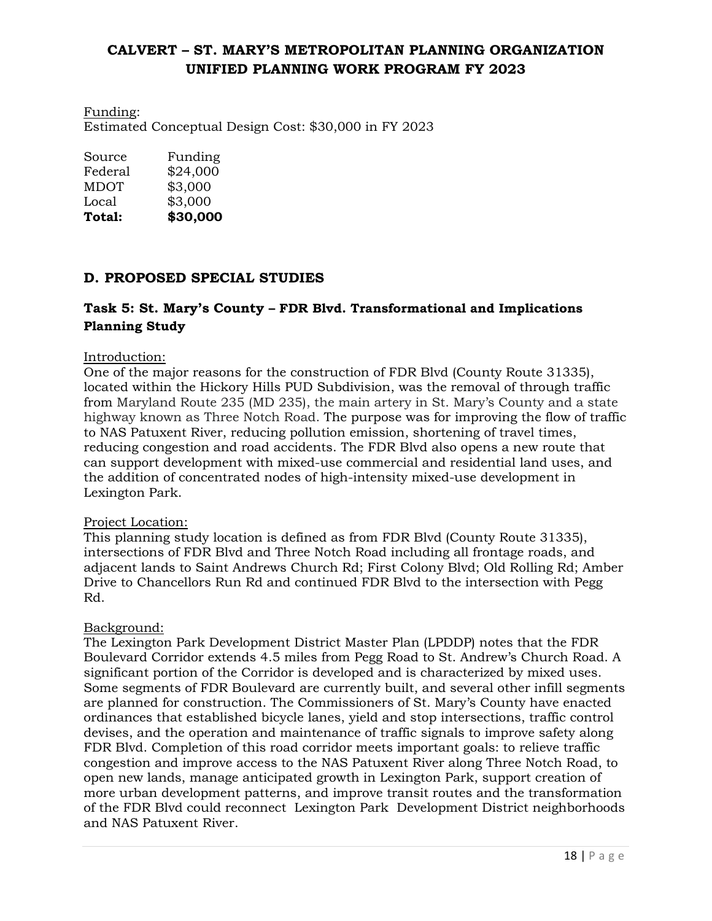Funding:
Estimated Conceptual Design Cost: $30,000 in FY 2023

| Source | Funding |
|---|---|
| Federal | $24,000 |
| MDOT | $3,000 |
| Local | $3,000 |
| **Total:** | **$30,000** |

## D. PROPOSED SPECIAL STUDIES

### Task 5: St. Mary's County – FDR Blvd. Transformational and Implications Planning Study

Introduction:
One of the major reasons for the construction of FDR Blvd (County Route 31335), located within the Hickory Hills PUD Subdivision, was the removal of through traffic from Maryland Route 235 (MD 235), the main artery in St. Mary's County and a state highway known as Three Notch Road. The purpose was for improving the flow of traffic to NAS Patuxent River, reducing pollution emission, shortening of travel times, reducing congestion and road accidents. The FDR Blvd also opens a new route that can support development with mixed-use commercial and residential land uses, and the addition of concentrated nodes of high-intensity mixed-use development in Lexington Park.

Project Location:
This planning study location is defined as from FDR Blvd (County Route 31335), intersections of FDR Blvd and Three Notch Road including all frontage roads, and adjacent lands to Saint Andrews Church Rd; First Colony Blvd; Old Rolling Rd; Amber Drive to Chancellors Run Rd and continued FDR Blvd to the intersection with Pegg Rd.

Background:
The Lexington Park Development District Master Plan (LPDDP) notes that the FDR Boulevard Corridor extends 4.5 miles from Pegg Road to St. Andrew's Church Road. A significant portion of the Corridor is developed and is characterized by mixed uses. Some segments of FDR Boulevard are currently built, and several other infill segments are planned for construction. The Commissioners of St. Mary's County have enacted ordinances that established bicycle lanes, yield and stop intersections, traffic control devises, and the operation and maintenance of traffic signals to improve safety along FDR Blvd. Completion of this road corridor meets important goals: to relieve traffic congestion and improve access to the NAS Patuxent River along Three Notch Road, to open new lands, manage anticipated growth in Lexington Park, support creation of more urban development patterns, and improve transit routes and the transformation of the FDR Blvd could reconnect Lexington Park Development District neighborhoods and NAS Patuxent River.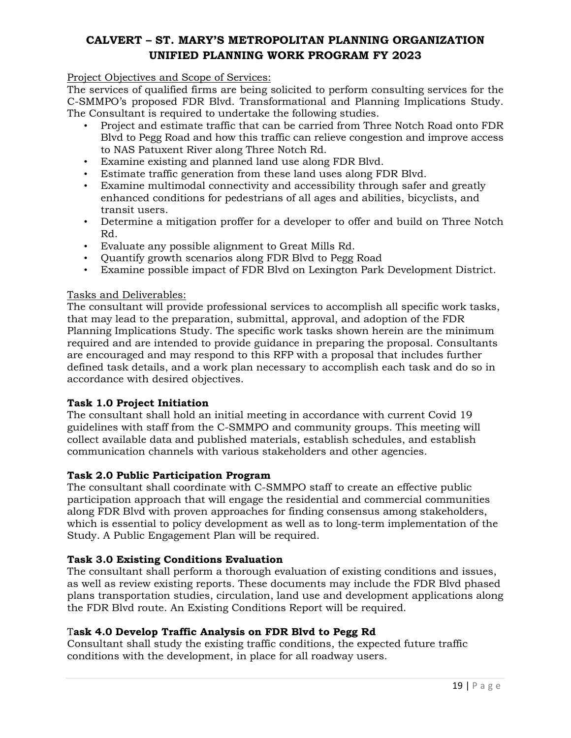Project Objectives and Scope of Services:

The services of qualified firms are being solicited to perform consulting services for the C-SMMPO's proposed FDR Blvd. Transformational and Planning Implications Study. The Consultant is required to undertake the following studies.

- Project and estimate traffic that can be carried from Three Notch Road onto FDR Blvd to Pegg Road and how this traffic can relieve congestion and improve access to NAS Patuxent River along Three Notch Rd.
- Examine existing and planned land use along FDR Blvd.
- Estimate traffic generation from these land uses along FDR Blvd.
- Examine multimodal connectivity and accessibility through safer and greatly enhanced conditions for pedestrians of all ages and abilities, bicyclists, and transit users.
- Determine a mitigation proffer for a developer to offer and build on Three Notch Rd.
- Evaluate any possible alignment to Great Mills Rd.
- Quantify growth scenarios along FDR Blvd to Pegg Road
- Examine possible impact of FDR Blvd on Lexington Park Development District.

Tasks and Deliverables:

The consultant will provide professional services to accomplish all specific work tasks, that may lead to the preparation, submittal, approval, and adoption of the FDR Planning Implications Study. The specific work tasks shown herein are the minimum required and are intended to provide guidance in preparing the proposal. Consultants are encouraged and may respond to this RFP with a proposal that includes further defined task details, and a work plan necessary to accomplish each task and do so in accordance with desired objectives.

**Task 1.0 Project Initiation**

The consultant shall hold an initial meeting in accordance with current Covid 19 guidelines with staff from the C-SMMPO and community groups. This meeting will collect available data and published materials, establish schedules, and establish communication channels with various stakeholders and other agencies.

**Task 2.0 Public Participation Program**

The consultant shall coordinate with C-SMMPO staff to create an effective public participation approach that will engage the residential and commercial communities along FDR Blvd with proven approaches for finding consensus among stakeholders, which is essential to policy development as well as to long-term implementation of the Study. A Public Engagement Plan will be required.

**Task 3.0 Existing Conditions Evaluation**

The consultant shall perform a thorough evaluation of existing conditions and issues, as well as review existing reports. These documents may include the FDR Blvd phased plans transportation studies, circulation, land use and development applications along the FDR Blvd route. An Existing Conditions Report will be required.

**Task 4.0 Develop Traffic Analysis on FDR Blvd to Pegg Rd**

Consultant shall study the existing traffic conditions, the expected future traffic conditions with the development, in place for all roadway users.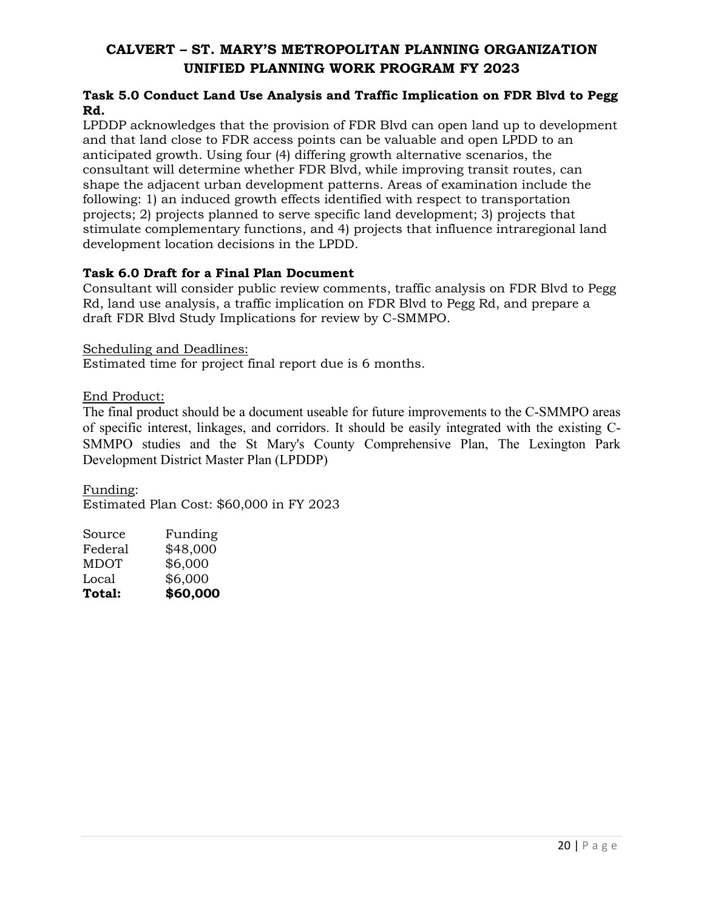# CALVERT – ST. MARY'S METROPOLITAN PLANNING ORGANIZATION UNIFIED PLANNING WORK PROGRAM FY 2023

**Task 5.0 Conduct Land Use Analysis and Traffic Implication on FDR Blvd to Pegg Rd.**

LPDDP acknowledges that the provision of FDR Blvd can open land up to development and that land close to FDR access points can be valuable and open LPDD to an anticipated growth. Using four (4) differing growth alternative scenarios, the consultant will determine whether FDR Blvd, while improving transit routes, can shape the adjacent urban development patterns. Areas of examination include the following: 1) an induced growth effects identified with respect to transportation projects; 2) projects planned to serve specific land development; 3) projects that stimulate complementary functions, and 4) projects that influence intraregional land development location decisions in the LPDD.

**Task 6.0 Draft for a Final Plan Document**

Consultant will consider public review comments, traffic analysis on FDR Blvd to Pegg Rd, land use analysis, a traffic implication on FDR Blvd to Pegg Rd, and prepare a draft FDR Blvd Study Implications for review by C-SMMPO.

Scheduling and Deadlines:

Estimated time for project final report due is 6 months.

End Product:

The final product should be a document useable for future improvements to the C-SMMPO areas of specific interest, linkages, and corridors. It should be easily integrated with the existing C-SMMPO studies and the St Mary's County Comprehensive Plan, The Lexington Park Development District Master Plan (LPDDP)

Funding:

Estimated Plan Cost: $60,000 in FY 2023

| Source | Funding |
|---|---|
| Federal | $48,000 |
| MDOT | $6,000 |
| Local | $6,000 |
| **Total:** | **$60,000** |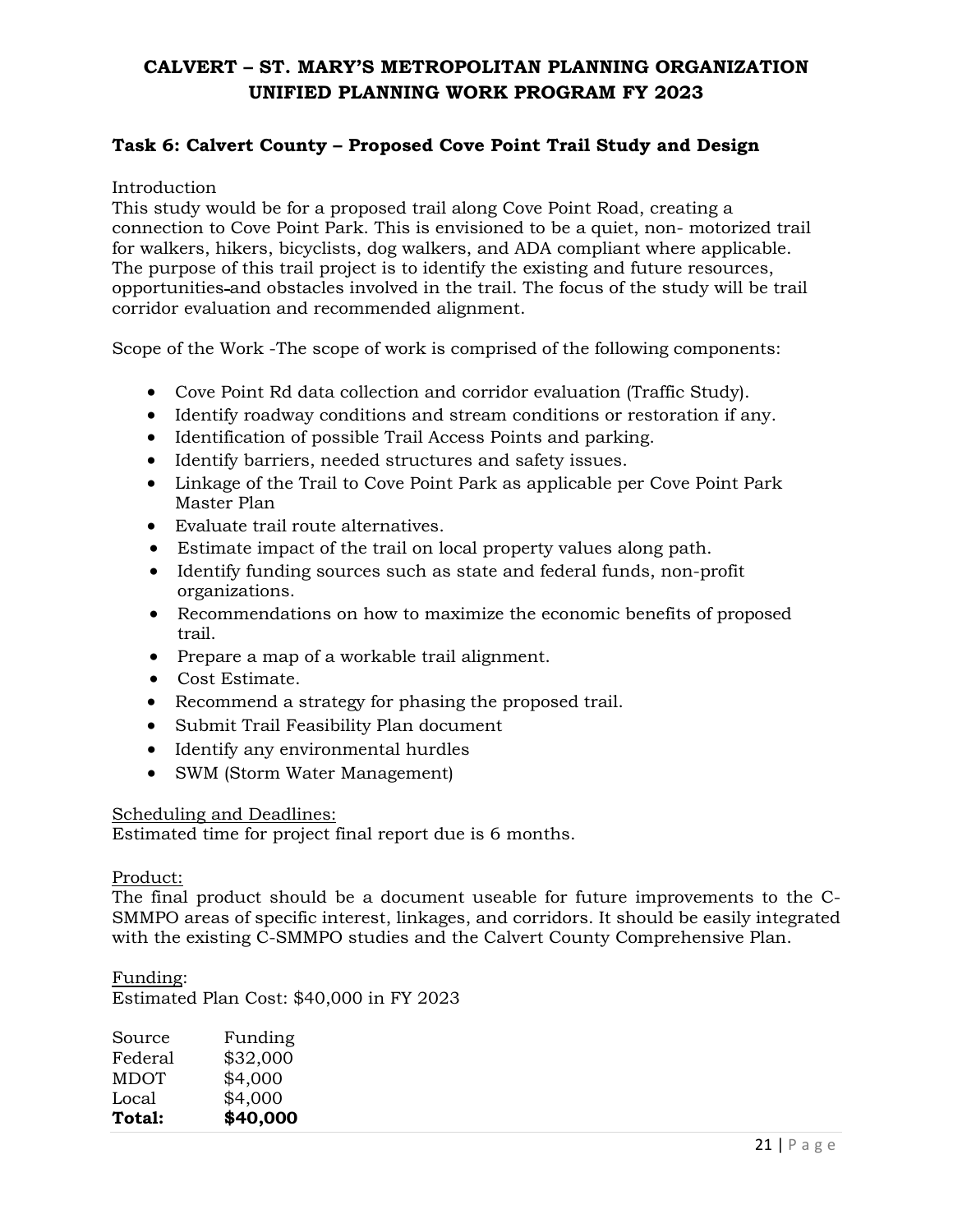# CALVERT – ST. MARY'S METROPOLITAN PLANNING ORGANIZATION UNIFIED PLANNING WORK PROGRAM FY 2023

## Task 6: Calvert County – Proposed Cove Point Trail Study and Design

Introduction
This study would be for a proposed trail along Cove Point Road, creating a connection to Cove Point Park. This is envisioned to be a quiet, non- motorized trail for walkers, hikers, bicyclists, dog walkers, and ADA compliant where applicable. The purpose of this trail project is to identify the existing and future resources, opportunities and obstacles involved in the trail. The focus of the study will be trail corridor evaluation and recommended alignment.

Scope of the Work -The scope of work is comprised of the following components:

- Cove Point Rd data collection and corridor evaluation (Traffic Study).
- Identify roadway conditions and stream conditions or restoration if any.
- Identification of possible Trail Access Points and parking.
- Identify barriers, needed structures and safety issues.
- Linkage of the Trail to Cove Point Park as applicable per Cove Point Park Master Plan
- Evaluate trail route alternatives.
- Estimate impact of the trail on local property values along path.
- Identify funding sources such as state and federal funds, non-profit organizations.
- Recommendations on how to maximize the economic benefits of proposed trail.
- Prepare a map of a workable trail alignment.
- Cost Estimate.
- Recommend a strategy for phasing the proposed trail.
- Submit Trail Feasibility Plan document
- Identify any environmental hurdles
- SWM (Storm Water Management)

Scheduling and Deadlines:
Estimated time for project final report due is 6 months.

Product:
The final product should be a document useable for future improvements to the C-SMMPO areas of specific interest, linkages, and corridors. It should be easily integrated with the existing C-SMMPO studies and the Calvert County Comprehensive Plan.

Funding:
Estimated Plan Cost: $40,000 in FY 2023

| Source | Funding |
|---|---|
| Federal | $32,000 |
| MDOT | $4,000 |
| Local | $4,000 |
| **Total:** | **$40,000** |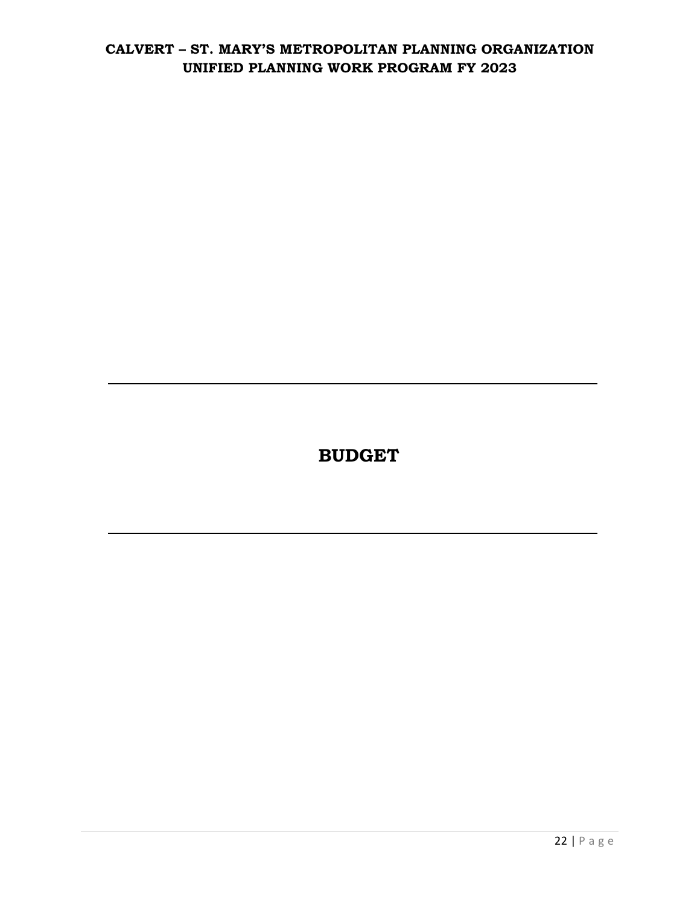# BUDGET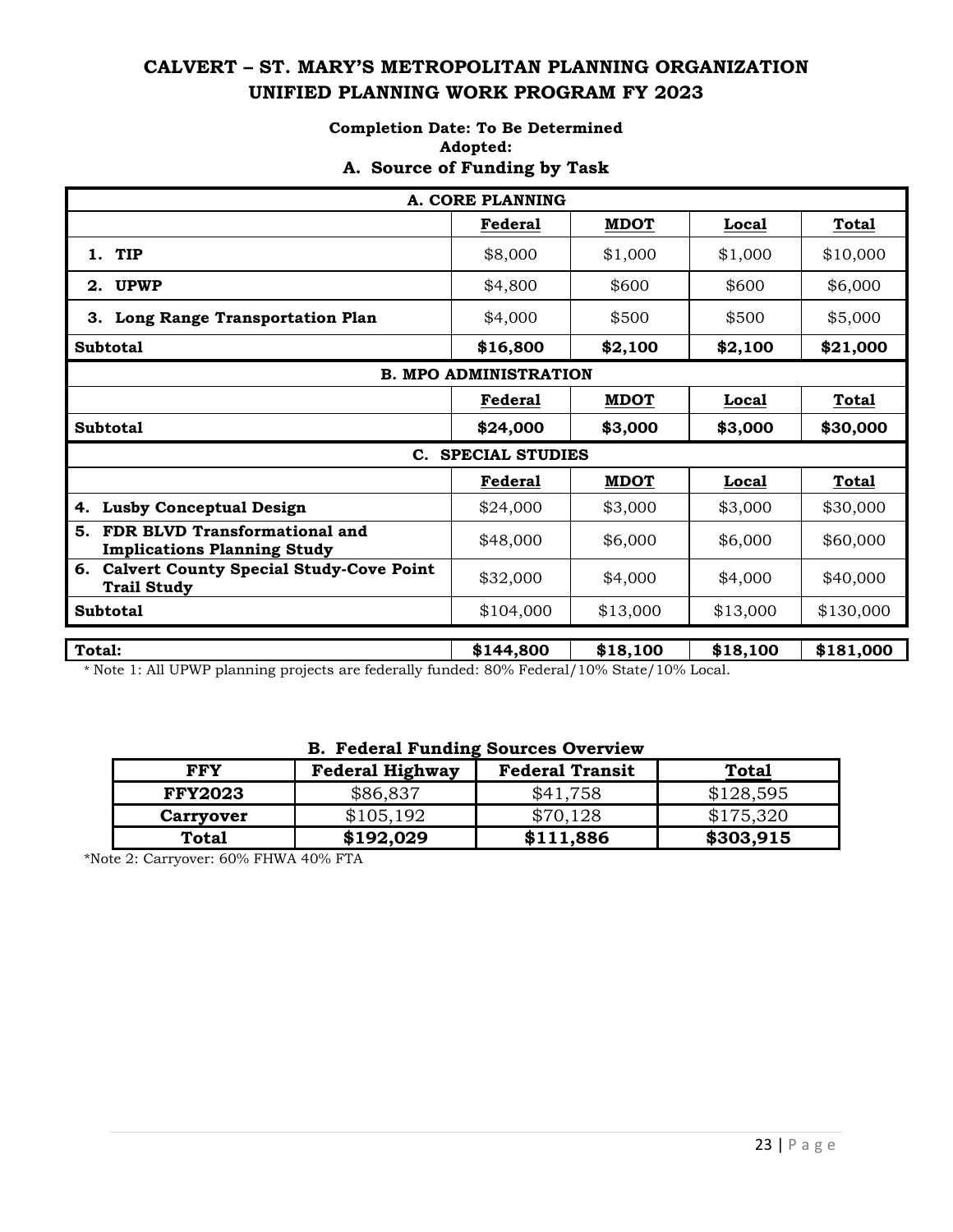# CALVERT – ST. MARY'S METROPOLITAN PLANNING ORGANIZATION
# UNIFIED PLANNING WORK PROGRAM FY 2023

**Completion Date: To Be Determined**
**Adopted:**

### A. Source of Funding by Task

| A. CORE PLANNING | | | | |
|---|---|---|---|---|
| | **Federal** | **MDOT** | **Local** | **Total** |
| **1. TIP** | $8,000 | $1,000 | $1,000 | $10,000 |
| **2. UPWP** | $4,800 | $600 | $600 | $6,000 |
| **3. Long Range Transportation Plan** | $4,000 | $500 | $500 | $5,000 |
| **Subtotal** | **$16,800** | **$2,100** | **$2,100** | **$21,000** |
| **B. MPO ADMINISTRATION** | | | | |
| | **Federal** | **MDOT** | **Local** | **Total** |
| **Subtotal** | **$24,000** | **$3,000** | **$3,000** | **$30,000** |
| **C. SPECIAL STUDIES** | | | | |
| | **Federal** | **MDOT** | **Local** | **Total** |
| **4. Lusby Conceptual Design** | $24,000 | $3,000 | $3,000 | $30,000 |
| **5. FDR BLVD Transformational and Implications Planning Study** | $48,000 | $6,000 | $6,000 | $60,000 |
| **6. Calvert County Special Study-Cove Point Trail Study** | $32,000 | $4,000 | $4,000 | $40,000 |
| **Subtotal** | $104,000 | $13,000 | $13,000 | $130,000 |
| **Total:** | **$144,800** | **$18,100** | **$18,100** | **$181,000** |

* Note 1: All UPWP planning projects are federally funded: 80% Federal/10% State/10% Local.

### B. Federal Funding Sources Overview

| FFY | Federal Highway | Federal Transit | Total |
|---|---|---|---|
| **FFY2023** | $86,837 | $41,758 | $128,595 |
| **Carryover** | $105,192 | $70,128 | $175,320 |
| **Total** | **$192,029** | **$111,886** | **$303,915** |

*Note 2: Carryover: 60% FHWA 40% FTA